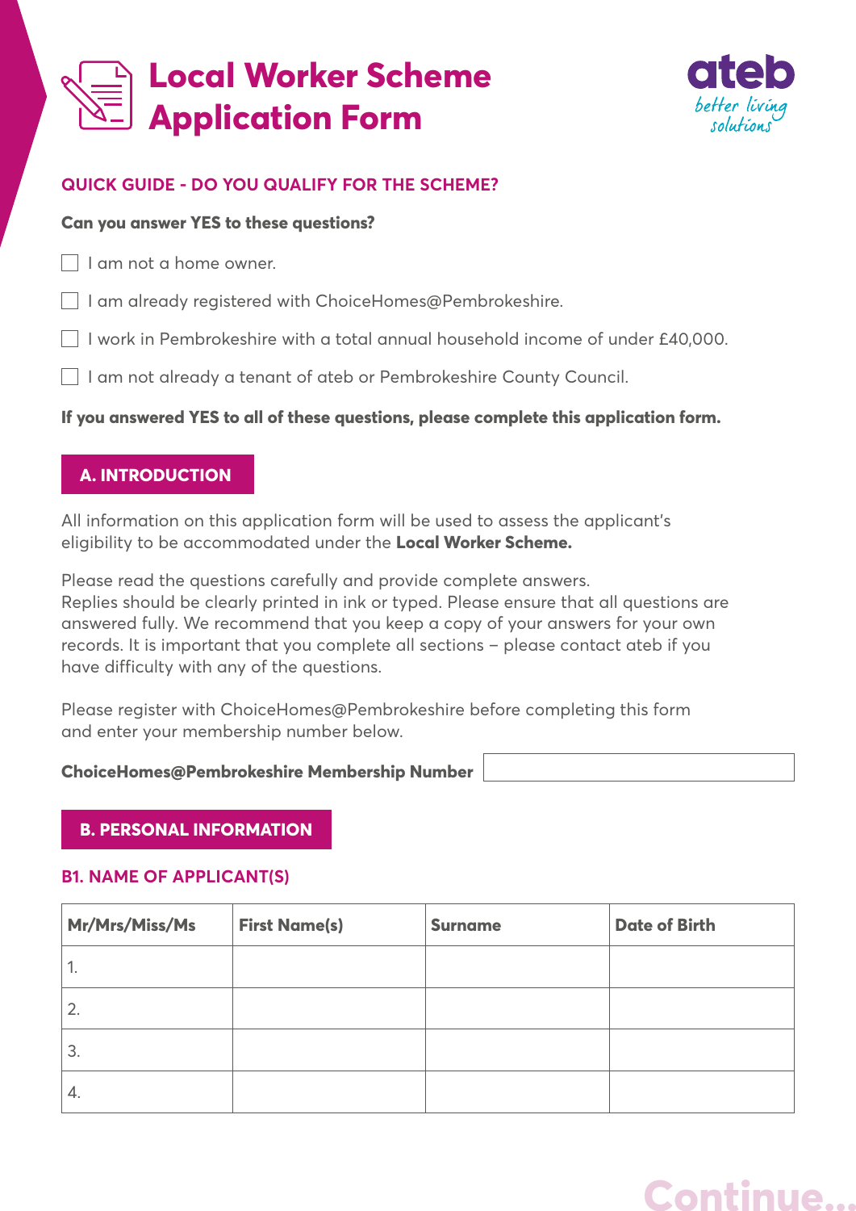# Local Worker Scheme Application Form

ateb
better living solutions

## QUICK GUIDE - DO YOU QUALIFY FOR THE SCHEME?

**Can you answer YES to these questions?**

- ☐ I am not a home owner.
- ☐ I am already registered with ChoiceHomes@Pembrokeshire.
- ☐ I work in Pembrokeshire with a total annual household income of under £40,000.
- ☐ I am not already a tenant of ateb or Pembrokeshire County Council.

**If you answered YES to all of these questions, please complete this application form.**

## A. INTRODUCTION

All information on this application form will be used to assess the applicant's eligibility to be accommodated under the **Local Worker Scheme.**

Please read the questions carefully and provide complete answers.
Replies should be clearly printed in ink or typed. Please ensure that all questions are answered fully. We recommend that you keep a copy of your answers for your own records. It is important that you complete all sections – please contact ateb if you have difficulty with any of the questions.

Please register with ChoiceHomes@Pembrokeshire before completing this form and enter your membership number below.

**ChoiceHomes@Pembrokeshire Membership Number** ______________________

## B. PERSONAL INFORMATION

### B1. NAME OF APPLICANT(S)

| Mr/Mrs/Miss/Ms | First Name(s) | Surname | Date of Birth |
|---|---|---|---|
| 1. | | | |
| 2. | | | |
| 3. | | | |
| 4. | | | |

Continue...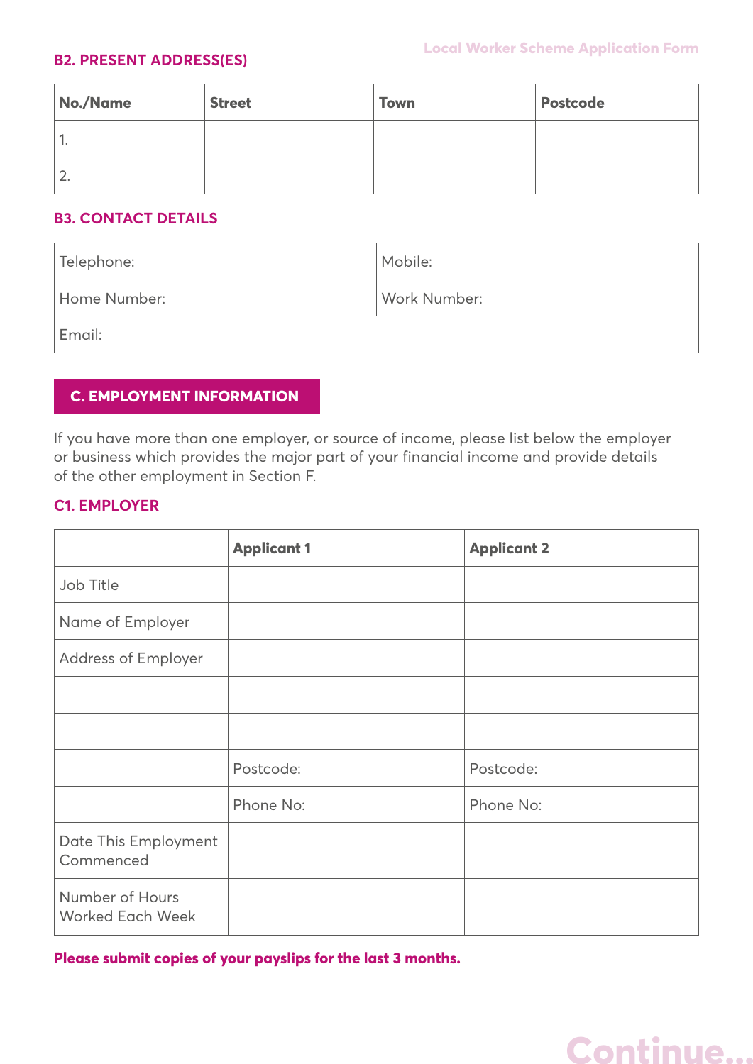### B2. PRESENT ADDRESS(ES)

| No./Name | Street | Town | Postcode |
| --- | --- | --- | --- |
| 1. | | | |
| 2. | | | |

### B3. CONTACT DETAILS

| Telephone: | Mobile: |
| --- | --- |
| Home Number: | Work Number: |
| Email: | |

## C. EMPLOYMENT INFORMATION

If you have more than one employer, or source of income, please list below the employer or business which provides the major part of your financial income and provide details of the other employment in Section F.

### C1. EMPLOYER

| | Applicant 1 | Applicant 2 |
| --- | --- | --- |
| Job Title | | |
| Name of Employer | | |
| Address of Employer | | |
| | | |
| | | |
| | Postcode: | Postcode: |
| | Phone No: | Phone No: |
| Date This Employment Commenced | | |
| Number of Hours Worked Each Week | | |

**Please submit copies of your payslips for the last 3 months.**

Continue...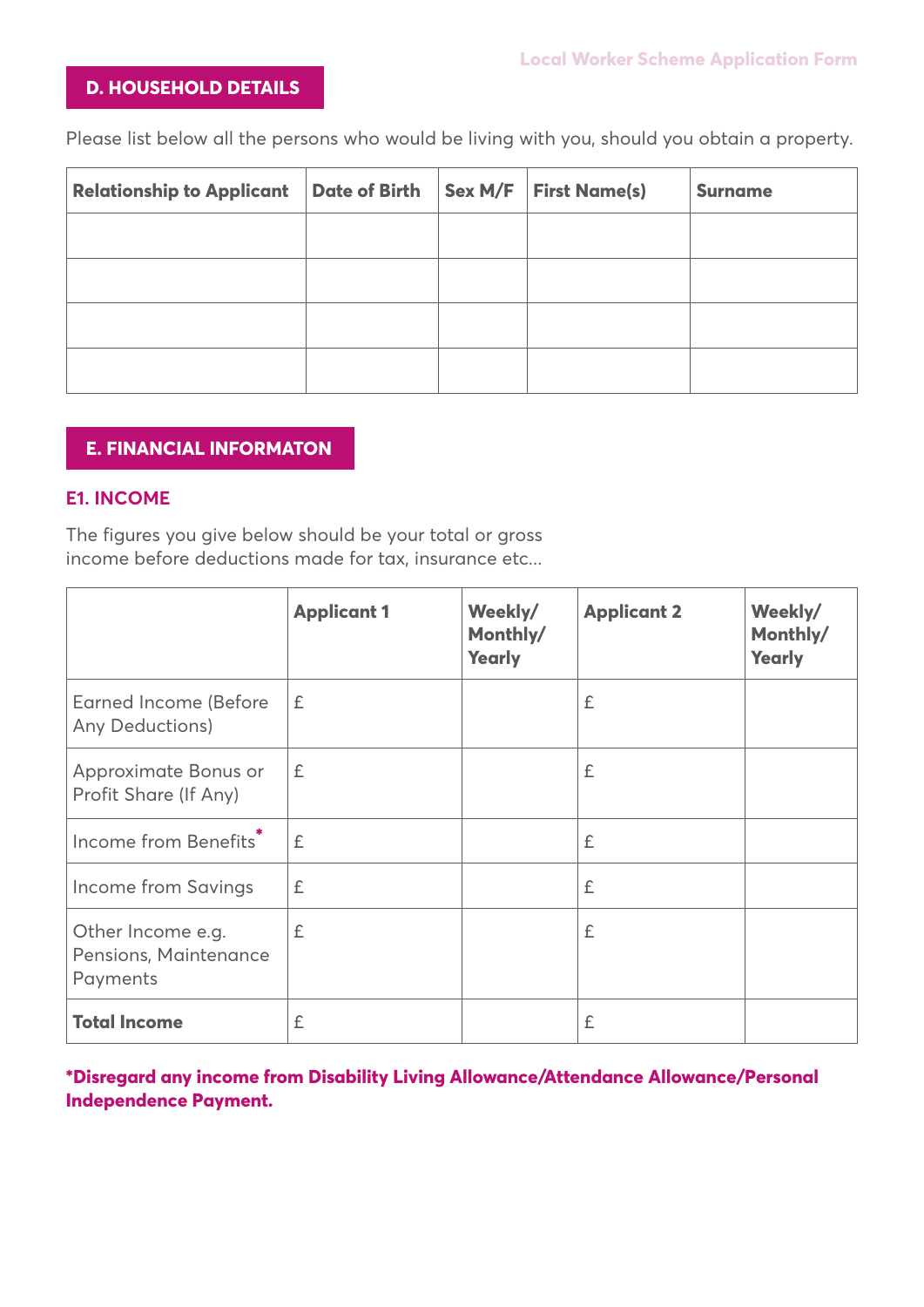## D. HOUSEHOLD DETAILS

Please list below all the persons who would be living with you, should you obtain a property.

| Relationship to Applicant | Date of Birth | Sex M/F | First Name(s) | Surname |
|---|---|---|---|---|
| | | | | |
| | | | | |
| | | | | |
| | | | | |

## E. FINANCIAL INFORMATON

### E1. INCOME

The figures you give below should be your total or gross income before deductions made for tax, insurance etc...

| | Applicant 1 | Weekly/ Monthly/ Yearly | Applicant 2 | Weekly/ Monthly/ Yearly |
|---|---|---|---|---|
| Earned Income (Before Any Deductions) | £ | | £ | |
| Approximate Bonus or Profit Share (If Any) | £ | | £ | |
| Income from Benefits* | £ | | £ | |
| Income from Savings | £ | | £ | |
| Other Income e.g. Pensions, Maintenance Payments | £ | | £ | |
| **Total Income** | £ | | £ | |

***Disregard any income from Disability Living Allowance/Attendance Allowance/Personal Independence Payment.**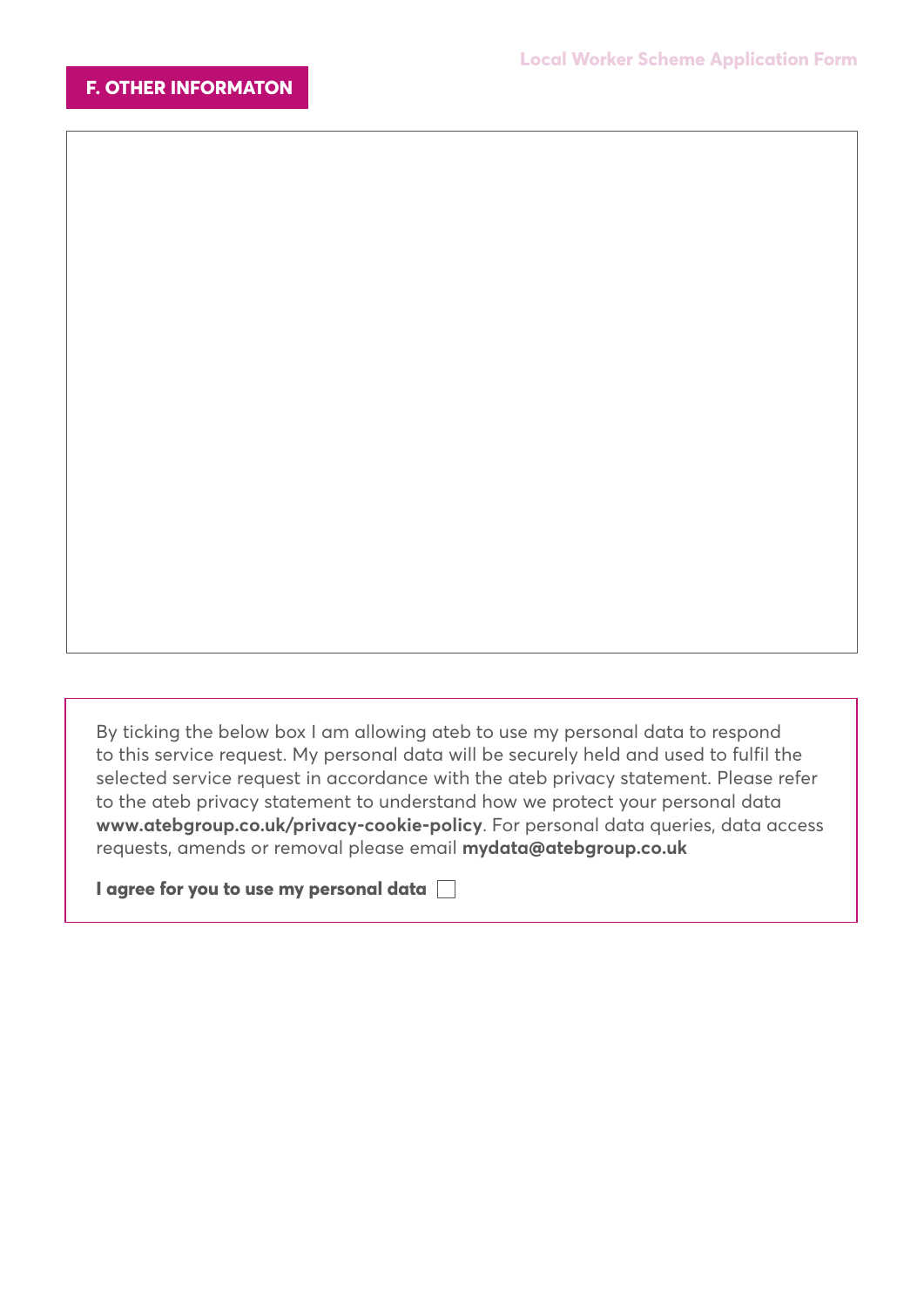## F. OTHER INFORMATON

By ticking the below box I am allowing ateb to use my personal data to respond to this service request. My personal data will be securely held and used to fulfil the selected service request in accordance with the ateb privacy statement. Please refer to the ateb privacy statement to understand how we protect your personal data **www.atebgroup.co.uk/privacy-cookie-policy**. For personal data queries, data access requests, amends or removal please email **mydata@atebgroup.co.uk**

**I agree for you to use my personal data** ☐